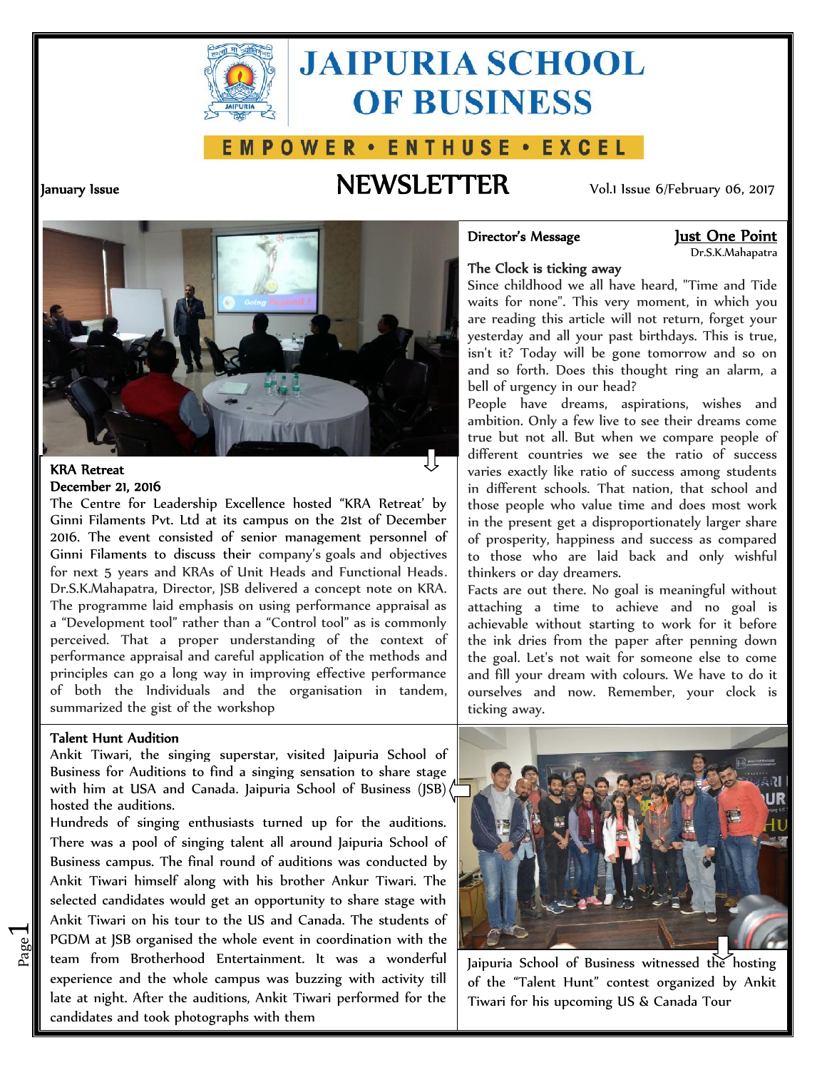# JAIPURIA SCHOOL OF BUSINESS

EMPOWER • ENTHUSE • EXCEL

January Issue

## NEWSLETTER

Vol.1 Issue 6/February 06, 2017

### KRA Retreat

**December 21, 2016**

The Centre for Leadership Excellence hosted "KRA Retreat' by Ginni Filaments Pvt. Ltd at its campus on the 21st of December 2016. The event consisted of senior management personnel of Ginni Filaments to discuss their company's goals and objectives for next 5 years and KRAs of Unit Heads and Functional Heads. Dr.S.K.Mahapatra, Director, JSB delivered a concept note on KRA. The programme laid emphasis on using performance appraisal as a "Development tool" rather than a "Control tool" as is commonly perceived. That a proper understanding of the context of performance appraisal and careful application of the methods and principles can go a long way in improving effective performance of both the Individuals and the organisation in tandem, summarized the gist of the workshop

### Director's Message

**Just One Point**

Dr.S.K.Mahapatra

**The Clock is ticking away**

Since childhood we all have heard, "Time and Tide waits for none". This very moment, in which you are reading this article will not return, forget your yesterday and all your past birthdays. This is true, isn't it? Today will be gone tomorrow and so on and so forth. Does this thought ring an alarm, a bell of urgency in our head?

People have dreams, aspirations, wishes and ambition. Only a few live to see their dreams come true but not all. But when we compare people of different countries we see the ratio of success varies exactly like ratio of success among students in different schools. That nation, that school and those people who value time and does most work in the present get a disproportionately larger share of prosperity, happiness and success as compared to those who are laid back and only wishful thinkers or day dreamers.

Facts are out there. No goal is meaningful without attaching a time to achieve and no goal is achievable without starting to work for it before the ink dries from the paper after penning down the goal. Let's not wait for someone else to come and fill your dream with colours. We have to do it ourselves and now. Remember, your clock is ticking away.

### Talent Hunt Audition

Ankit Tiwari, the singing superstar, visited Jaipuria School of Business for Auditions to find a singing sensation to share stage with him at USA and Canada. Jaipuria School of Business (JSB) hosted the auditions.

Hundreds of singing enthusiasts turned up for the auditions. There was a pool of singing talent all around Jaipuria School of Business campus. The final round of auditions was conducted by Ankit Tiwari himself along with his brother Ankur Tiwari. The selected candidates would get an opportunity to share stage with Ankit Tiwari on his tour to the US and Canada. The students of PGDM at JSB organised the whole event in coordination with the team from Brotherhood Entertainment. It was a wonderful experience and the whole campus was buzzing with activity till late at night. After the auditions, Ankit Tiwari performed for the candidates and took photographs with them

Jaipuria School of Business witnessed the hosting of the "Talent Hunt" contest organized by Ankit Tiwari for his upcoming US & Canada Tour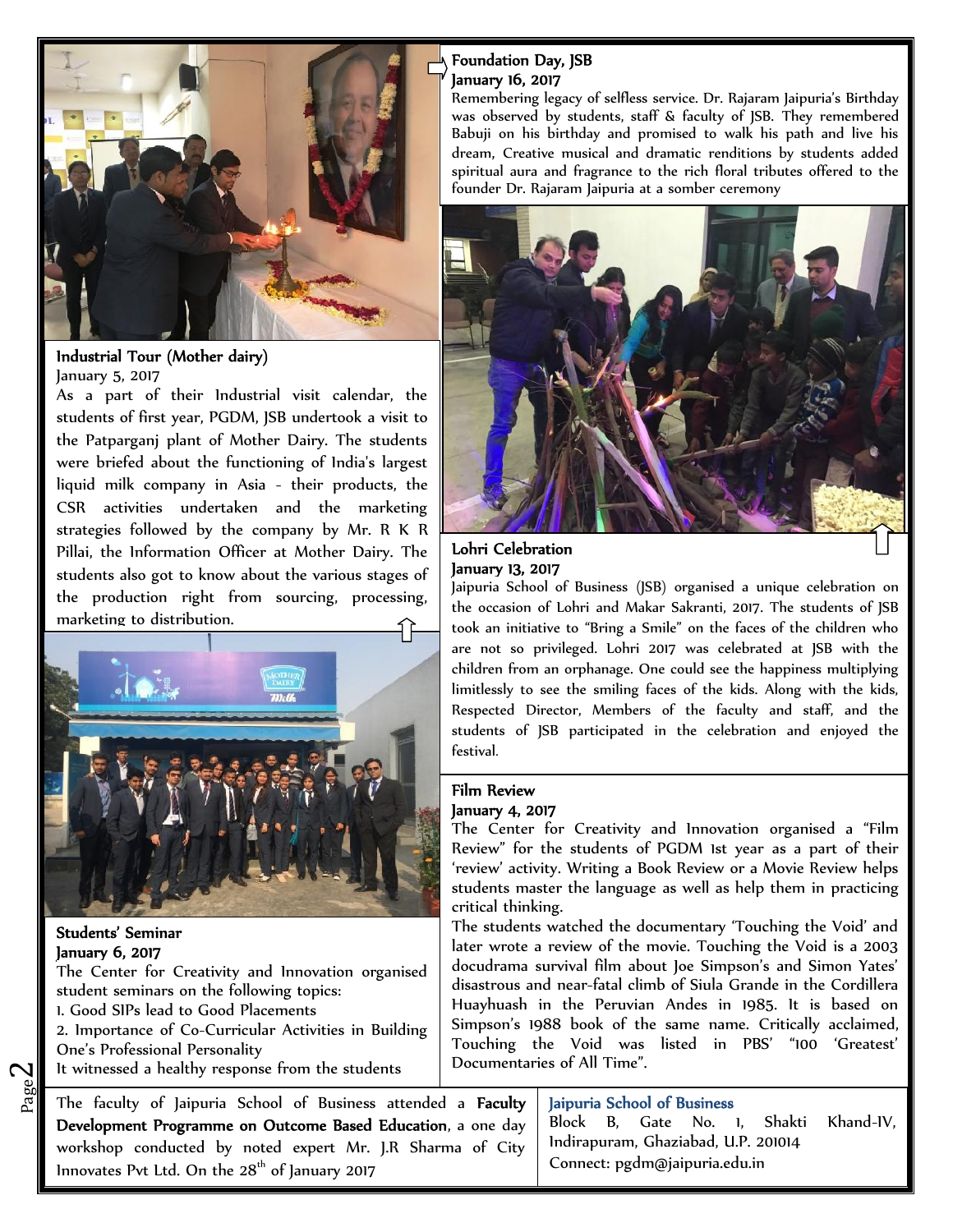## Industrial Tour (Mother dairy)

January 5, 2017

As a part of their Industrial visit calendar, the students of first year, PGDM, JSB undertook a visit to the Patparganj plant of Mother Dairy. The students were briefed about the functioning of India's largest liquid milk company in Asia - their products, the CSR activities undertaken and the marketing strategies followed by the company by Mr. R K R Pillai, the Information Officer at Mother Dairy. The students also got to know about the various stages of the production right from sourcing, processing, marketing to distribution.

## Students' Seminar

**January 6, 2017**

The Center for Creativity and Innovation organised student seminars on the following topics:

1. Good SIPs lead to Good Placements
2. Importance of Co-Curricular Activities in Building One's Professional Personality

It witnessed a healthy response from the students

## Foundation Day, JSB

**January 16, 2017**

Remembering legacy of selfless service. Dr. Rajaram Jaipuria's Birthday was observed by students, staff & faculty of JSB. They remembered Babuji on his birthday and promised to walk his path and live his dream, Creative musical and dramatic renditions by students added spiritual aura and fragrance to the rich floral tributes offered to the founder Dr. Rajaram Jaipuria at a somber ceremony

## Lohri Celebration

**January 13, 2017**

Jaipuria School of Business (JSB) organised a unique celebration on the occasion of Lohri and Makar Sakranti, 2017. The students of JSB took an initiative to "Bring a Smile" on the faces of the children who are not so privileged. Lohri 2017 was celebrated at JSB with the children from an orphanage. One could see the happiness multiplying limitlessly to see the smiling faces of the kids. Along with the kids, Respected Director, Members of the faculty and staff, and the students of JSB participated in the celebration and enjoyed the festival.

## Film Review

**January 4, 2017**

The Center for Creativity and Innovation organised a "Film Review" for the students of PGDM 1st year as a part of their 'review' activity. Writing a Book Review or a Movie Review helps students master the language as well as help them in practicing critical thinking.

The students watched the documentary 'Touching the Void' and later wrote a review of the movie. Touching the Void is a 2003 docudrama survival film about Joe Simpson's and Simon Yates' disastrous and near-fatal climb of Siula Grande in the Cordillera Huayhuash in the Peruvian Andes in 1985. It is based on Simpson's 1988 book of the same name. Critically acclaimed, Touching the Void was listed in PBS' "100 'Greatest' Documentaries of All Time".

The faculty of Jaipuria School of Business attended a **Faculty Development Programme on Outcome Based Education**, a one day workshop conducted by noted expert Mr. J.R Sharma of City Innovates Pvt Ltd. On the 28th of January 2017

**Jaipuria School of Business**
Block B, Gate No. 1, Shakti Khand-IV, Indirapuram, Ghaziabad, U.P. 201014
Connect: pgdm@jaipuria.edu.in